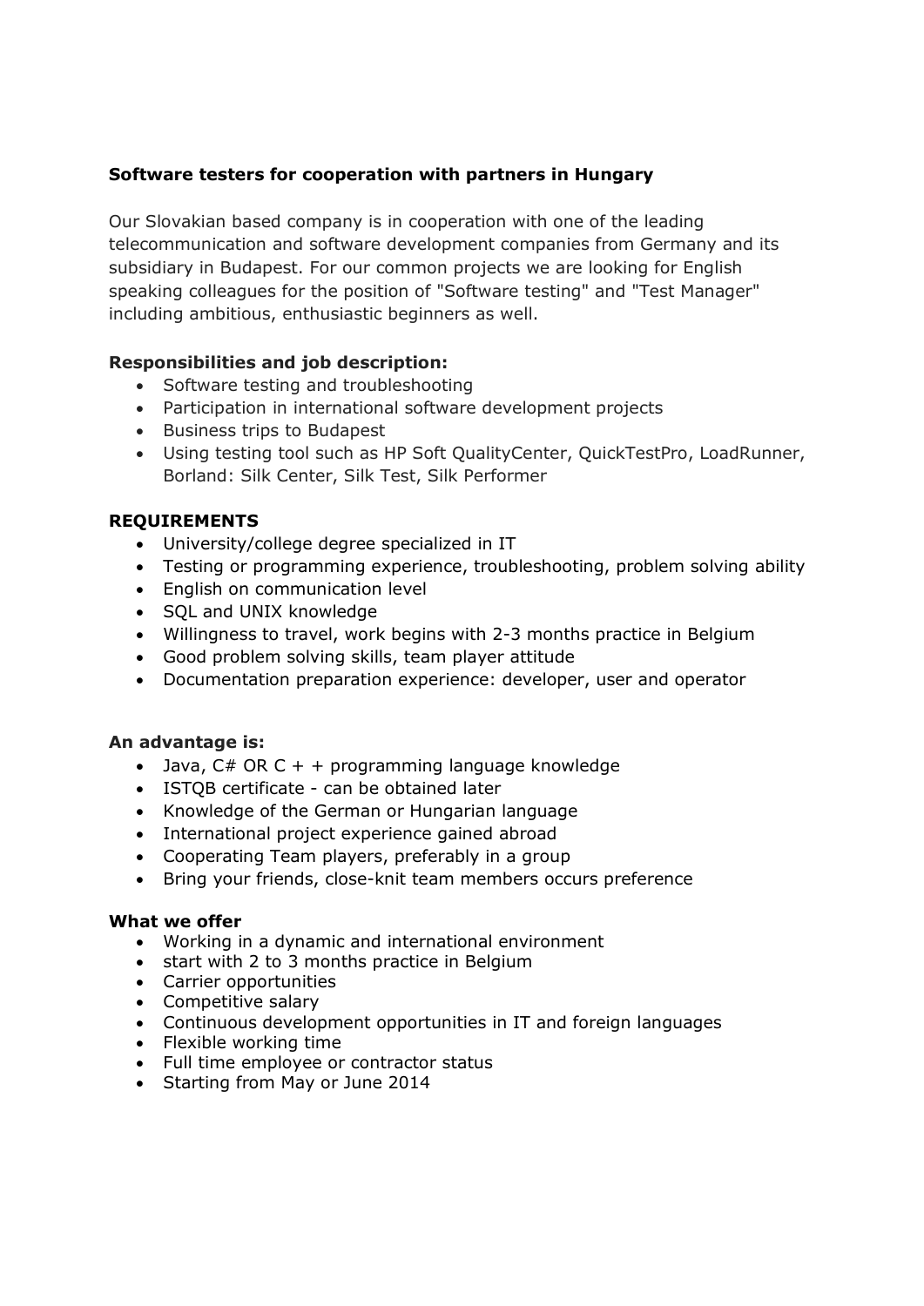**Software testers for cooperation with partners in Hungary**

Our Slovakian based company is in cooperation with one of the leading telecommunication and software development companies from Germany and its subsidiary in Budapest. For our common projects we are looking for English speaking colleagues for the position of "Software testing" and "Test Manager" including ambitious, enthusiastic beginners as well.

**Responsibilities and job description:**

- Software testing and troubleshooting
- Participation in international software development projects
- Business trips to Budapest
- Using testing tool such as HP Soft QualityCenter, QuickTestPro, LoadRunner, Borland: Silk Center, Silk Test, Silk Performer

**REQUIREMENTS**

- University/college degree specialized in IT
- Testing or programming experience, troubleshooting, problem solving ability
- English on communication level
- SQL and UNIX knowledge
- Willingness to travel, work begins with 2-3 months practice in Belgium
- Good problem solving skills, team player attitude
- Documentation preparation experience: developer, user and operator

**An advantage is:**

- Java, C# OR C + + programming language knowledge
- ISTQB certificate - can be obtained later
- Knowledge of the German or Hungarian language
- International project experience gained abroad
- Cooperating Team players, preferably in a group
- Bring your friends, close-knit team members occurs preference

**What we offer**

- Working in a dynamic and international environment
- start with 2 to 3 months practice in Belgium
- Carrier opportunities
- Competitive salary
- Continuous development opportunities in IT and foreign languages
- Flexible working time
- Full time employee or contractor status
- Starting from May or June 2014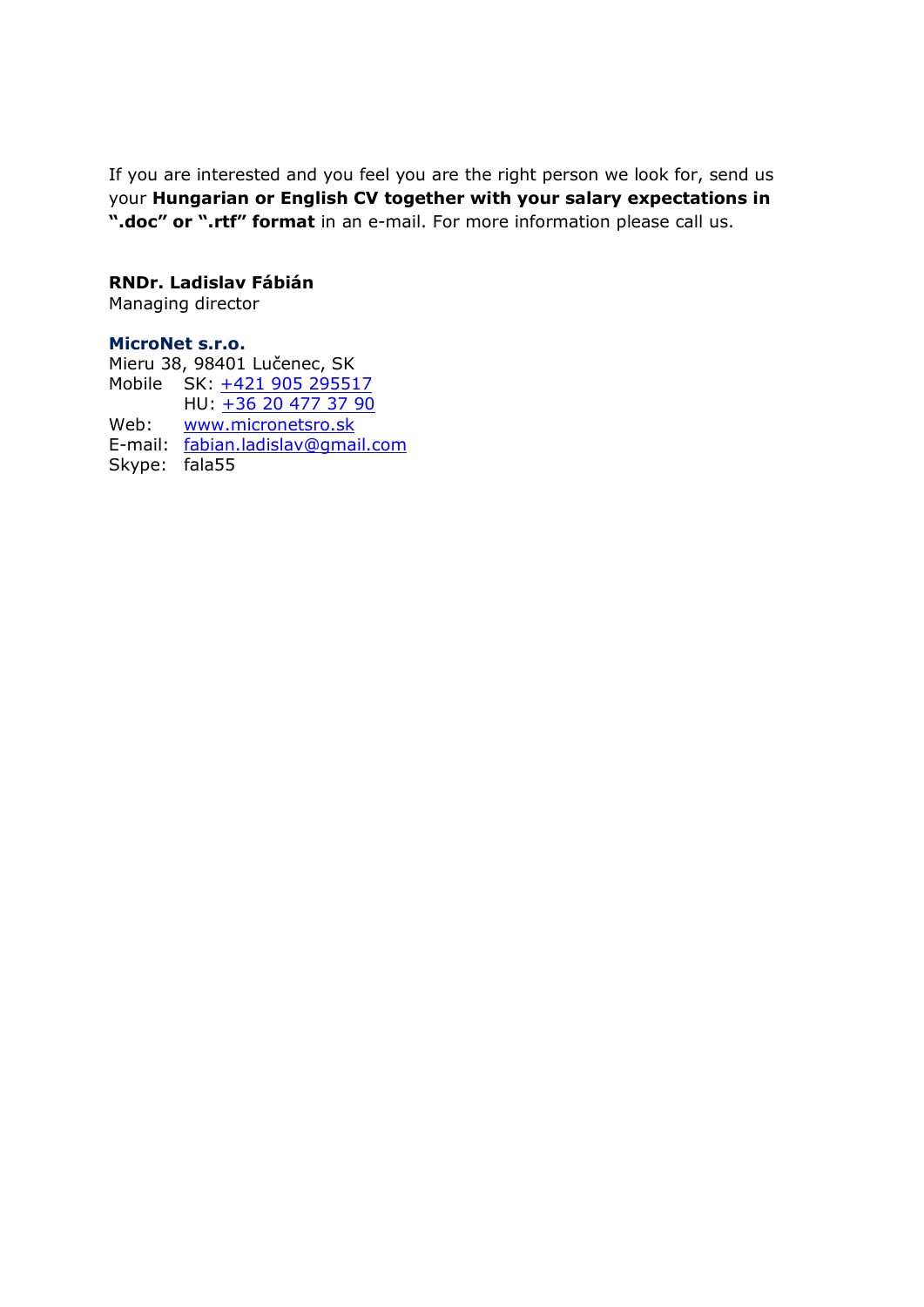If you are interested and you feel you are the right person we look for, send us your **Hungarian or English CV together with your salary expectations in ".doc" or ".rtf" format** in an e-mail. For more information please call us.

**RNDr. Ladislav Fábián**
Managing director

**MicroNet s.r.o.**
Mieru 38, 98401 Lučenec, SK
Mobile SK: +421 905 295517
HU: +36 20 477 37 90
Web: www.micronetsro.sk
E-mail: fabian.ladislav@gmail.com
Skype: fala55